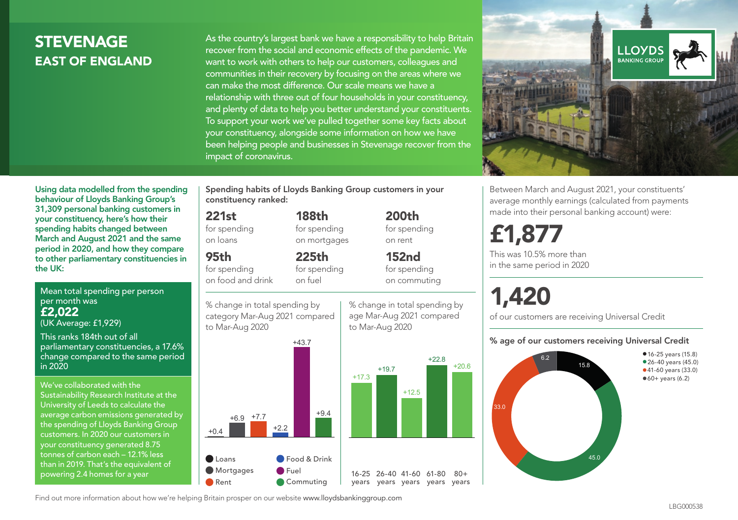# STEVENAGE
## EAST OF ENGLAND

As the country's largest bank we have a responsibility to help Britain recover from the social and economic effects of the pandemic. We want to work with others to help our customers, colleagues and communities in their recovery by focusing on the areas where we can make the most difference. Our scale means we have a relationship with three out of four households in your constituency, and plenty of data to help you better understand your constituents. To support your work we've pulled together some key facts about your constituency, alongside some information on how we have been helping people and businesses in Stevenage recover from the impact of coronavirus.

LLOYDS BANKING GROUP

**Using data modelled from the spending behaviour of Lloyds Banking Group's 31,309 personal banking customers in your constituency, here's how their spending habits changed between March and August 2021 and the same period in 2020, and how they compare to other parliamentary constituencies in the UK:**

Mean total spending per person per month was
**£2,022**
(UK Average: £1,929)

This ranks 184th out of all parliamentary constituencies, a 17.6% change compared to the same period in 2020

We've collaborated with the Sustainability Research Institute at the University of Leeds to calculate the average carbon emissions generated by the spending of Lloyds Banking Group customers. In 2020 our customers in your constituency generated 8.75 tonnes of carbon each – 12.1% less than in 2019. That's the equivalent of powering 2.4 homes for a year

**Spending habits of Lloyds Banking Group customers in your constituency ranked:**

**221st** for spending on loans

**188th** for spending on mortgages

**200th** for spending on rent

**95th** for spending on food and drink

**225th** for spending on fuel

**152nd** for spending on commuting

% change in total spending by category Mar-Aug 2021 compared to Mar-Aug 2020

| Category | % change |
|---|---|
| Loans | +0.4 |
| Mortgages | +6.9 |
| Rent | +7.7 |
| Food & Drink | +2.2 |
| Fuel | +43.7 |
| Commuting | +9.4 |

% change in total spending by age Mar-Aug 2021 compared to Mar-Aug 2020

| Age | % change |
|---|---|
| 16-25 years | +17.3 |
| 26-40 years | +19.7 |
| 41-60 years | +12.5 |
| 61-80 years | +22.8 |
| 80+ years | +20.6 |

Between March and August 2021, your constituents' average monthly earnings (calculated from payments made into their personal banking account) were:

**£1,877**

This was 10.5% more than in the same period in 2020

**1,420**

of our customers are receiving Universal Credit

**% age of our customers receiving Universal Credit**

- 16-25 years (15.8)
- 26-40 years (45.0)
- 41-60 years (33.0)
- 60+ years (6.2)

Find out more information about how we're helping Britain prosper on our website www.lloydsbankinggroup.com

LBG000538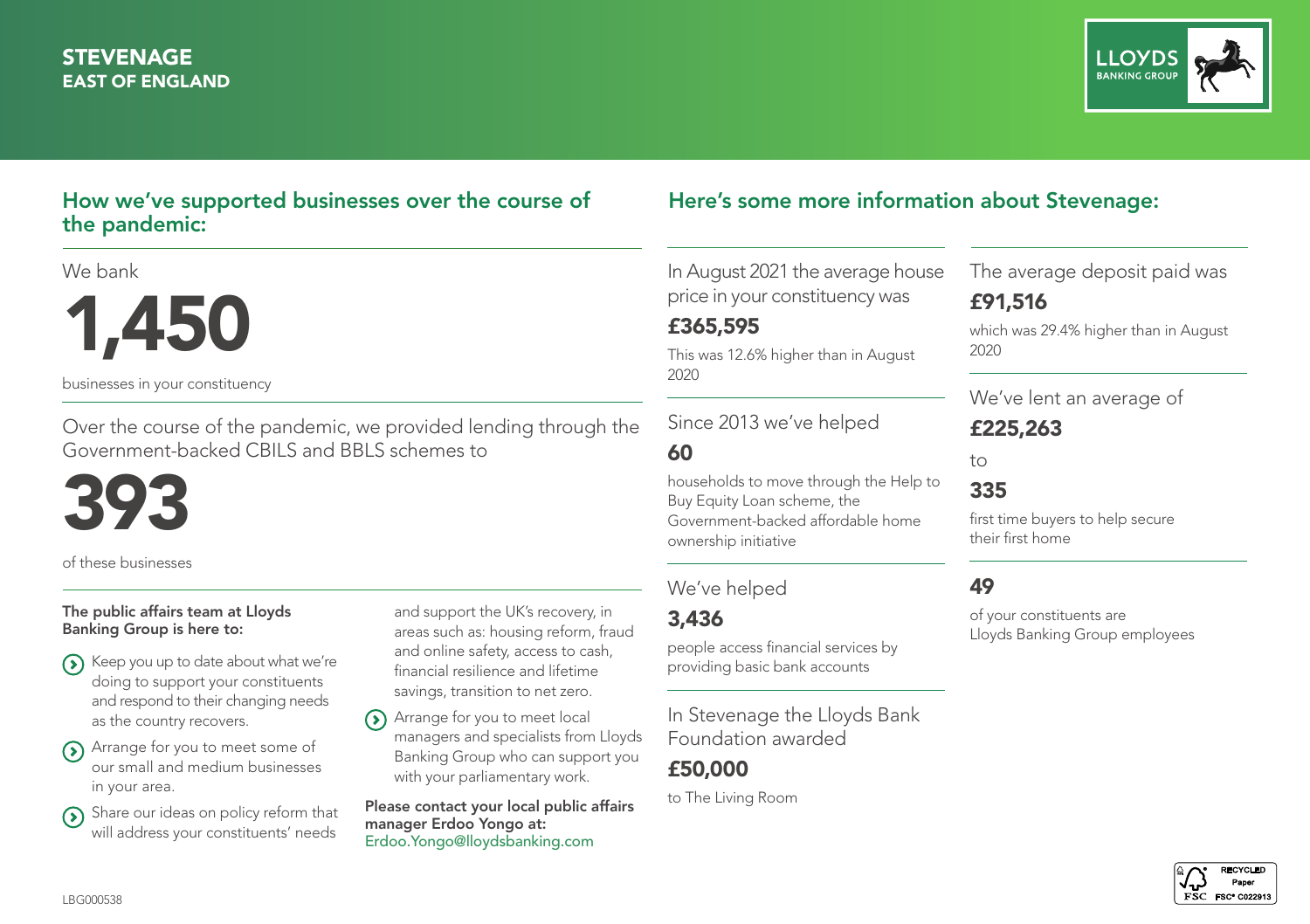**STEVENAGE**
**EAST OF ENGLAND**

## How we've supported businesses over the course of the pandemic:

We bank

**1,450**

businesses in your constituency

Over the course of the pandemic, we provided lending through the Government-backed CBILS and BBLS schemes to

**393**

of these businesses

**The public affairs team at Lloyds Banking Group is here to:**

- Keep you up to date about what we're doing to support your constituents and respond to their changing needs as the country recovers.
- Arrange for you to meet some of our small and medium businesses in your area.
- Share our ideas on policy reform that will address your constituents' needs and support the UK's recovery, in areas such as: housing reform, fraud and online safety, access to cash, financial resilience and lifetime savings, transition to net zero.
- Arrange for you to meet local managers and specialists from Lloyds Banking Group who can support you with your parliamentary work.

**Please contact your local public affairs manager Erdoo Yongo at:**
Erdoo.Yongo@lloydsbanking.com

## Here's some more information about Stevenage:

In August 2021 the average house price in your constituency was

**£365,595**

This was 12.6% higher than in August 2020

Since 2013 we've helped

**60**

households to move through the Help to Buy Equity Loan scheme, the Government-backed affordable home ownership initiative

We've helped

**3,436**

people access financial services by providing basic bank accounts

In Stevenage the Lloyds Bank Foundation awarded

**£50,000**

to The Living Room

The average deposit paid was

**£91,516**

which was 29.4% higher than in August 2020

We've lent an average of

**£225,263**

to

**335**

first time buyers to help secure their first home

**49**

of your constituents are Lloyds Banking Group employees

LBG000538